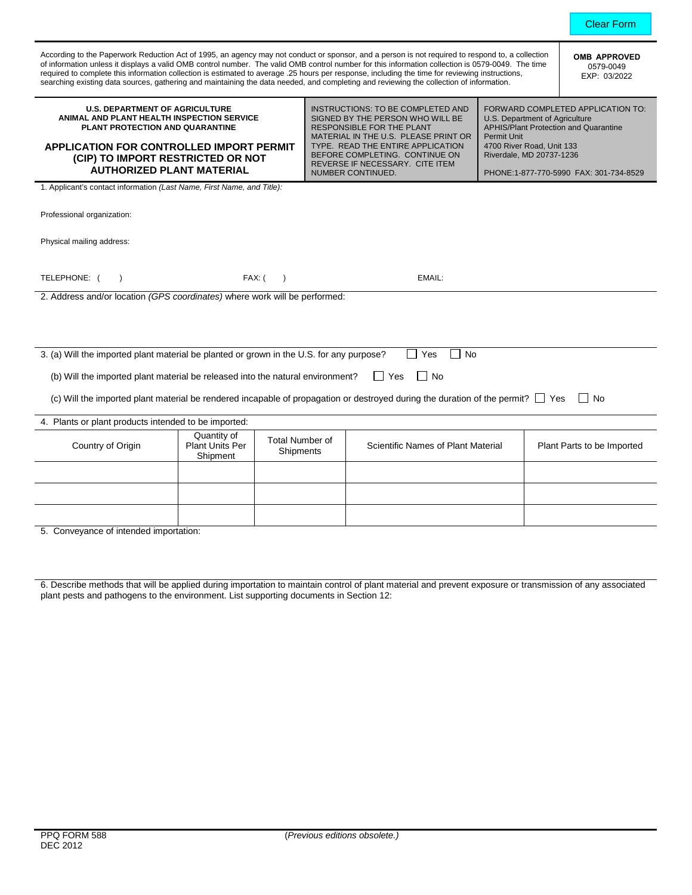Clear Form

According to the Paperwork Reduction Act of 1995, an agency may not conduct or sponsor, and a person is not required to respond to, a collection of information unless it displays a valid OMB control number. The valid OMB control number for this information collection is 0579-0049. The time required to complete this information collection is estimated to average .25 hours per response, including the time for reviewing instructions, searching existing data sources, gathering and maintaining the data needed, and completing and reviewing the collection of information.

**OMB APPROVED**
0579-0049
EXP: 03/2022

**U.S. DEPARTMENT OF AGRICULTURE**
**ANIMAL AND PLANT HEALTH INSPECTION SERVICE**
**PLANT PROTECTION AND QUARANTINE**

# APPLICATION FOR CONTROLLED IMPORT PERMIT (CIP) TO IMPORT RESTRICTED OR NOT AUTHORIZED PLANT MATERIAL

INSTRUCTIONS: TO BE COMPLETED AND SIGNED BY THE PERSON WHO WILL BE RESPONSIBLE FOR THE PLANT MATERIAL IN THE U.S. PLEASE PRINT OR TYPE. READ THE ENTIRE APPLICATION BEFORE COMPLETING. CONTINUE ON REVERSE IF NECESSARY. CITE ITEM NUMBER CONTINUED.

FORWARD COMPLETED APPLICATION TO:
U.S. Department of Agriculture
APHIS/Plant Protection and Quarantine
Permit Unit
4700 River Road, Unit 133
Riverdale, MD 20737-1236

PHONE:1-877-770-5990 FAX: 301-734-8529

1. Applicant's contact information *(Last Name, First Name, and Title)*:

Professional organization:

Physical mailing address:

TELEPHONE: ( ) FAX: ( ) EMAIL:

2. Address and/or location *(GPS coordinates)* where work will be performed:

3. (a) Will the imported plant material be planted or grown in the U.S. for any purpose? ☐ Yes ☐ No

(b) Will the imported plant material be released into the natural environment? ☐ Yes ☐ No

(c) Will the imported plant material be rendered incapable of propagation or destroyed during the duration of the permit? ☐ Yes ☐ No

4. Plants or plant products intended to be imported:

| Country of Origin | Quantity of Plant Units Per Shipment | Total Number of Shipments | Scientific Names of Plant Material | Plant Parts to be Imported |
|---|---|---|---|---|
| | | | | |
| | | | | |
| | | | | |

5. Conveyance of intended importation:

6. Describe methods that will be applied during importation to maintain control of plant material and prevent exposure or transmission of any associated plant pests and pathogens to the environment. List supporting documents in Section 12:

PPQ FORM 588
DEC 2012

*(Previous editions obsolete.)*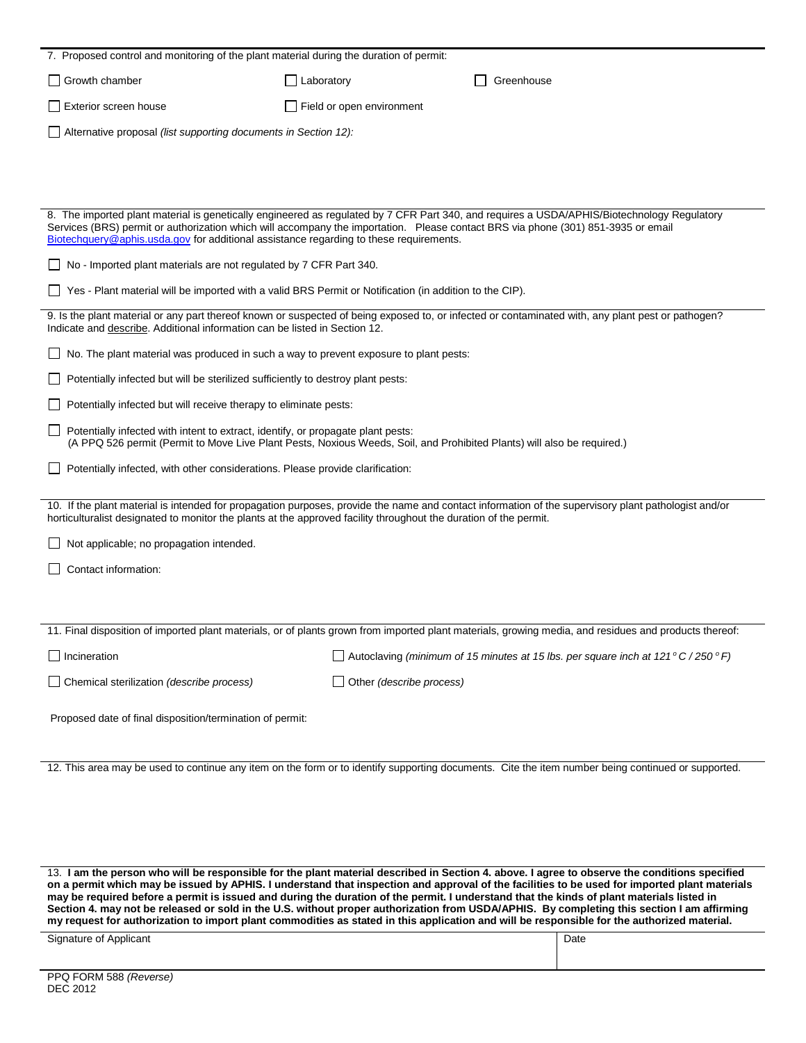7. Proposed control and monitoring of the plant material during the duration of permit:

☐ Growth chamber ☐ Laboratory ☐ Greenhouse

☐ Exterior screen house ☐ Field or open environment

☐ Alternative proposal *(list supporting documents in Section 12):*

8. The imported plant material is genetically engineered as regulated by 7 CFR Part 340, and requires a USDA/APHIS/Biotechnology Regulatory Services (BRS) permit or authorization which will accompany the importation. Please contact BRS via phone (301) 851-3935 or email Biotechquery@aphis.usda.gov for additional assistance regarding to these requirements.

☐ No - Imported plant materials are not regulated by 7 CFR Part 340.

☐ Yes - Plant material will be imported with a valid BRS Permit or Notification (in addition to the CIP).

9. Is the plant material or any part thereof known or suspected of being exposed to, or infected or contaminated with, any plant pest or pathogen? Indicate and describe. Additional information can be listed in Section 12.

☐ No. The plant material was produced in such a way to prevent exposure to plant pests:

☐ Potentially infected but will be sterilized sufficiently to destroy plant pests:

☐ Potentially infected but will receive therapy to eliminate pests:

☐ Potentially infected with intent to extract, identify, or propagate plant pests:
(A PPQ 526 permit (Permit to Move Live Plant Pests, Noxious Weeds, Soil, and Prohibited Plants) will also be required.)

☐ Potentially infected, with other considerations. Please provide clarification:

10. If the plant material is intended for propagation purposes, provide the name and contact information of the supervisory plant pathologist and/or horticulturalist designated to monitor the plants at the approved facility throughout the duration of the permit.

☐ Not applicable; no propagation intended.

☐ Contact information:

11. Final disposition of imported plant materials, or of plants grown from imported plant materials, growing media, and residues and products thereof:

☐ Incineration ☐ Autoclaving *(minimum of 15 minutes at 15 lbs. per square inch at 121 °C / 250 °F)*

☐ Chemical sterilization *(describe process)* ☐ Other *(describe process)*

Proposed date of final disposition/termination of permit:

12. This area may be used to continue any item on the form or to identify supporting documents. Cite the item number being continued or supported.

13. **I am the person who will be responsible for the plant material described in Section 4. above. I agree to observe the conditions specified on a permit which may be issued by APHIS. I understand that inspection and approval of the facilities to be used for imported plant materials may be required before a permit is issued and during the duration of the permit. I understand that the kinds of plant materials listed in Section 4. may not be released or sold in the U.S. without proper authorization from USDA/APHIS. By completing this section I am affirming my request for authorization to import plant commodities as stated in this application and will be responsible for the authorized material.**

| Signature of Applicant | Date |
|---|---|
| | |

PPQ FORM 588 *(Reverse)*
DEC 2012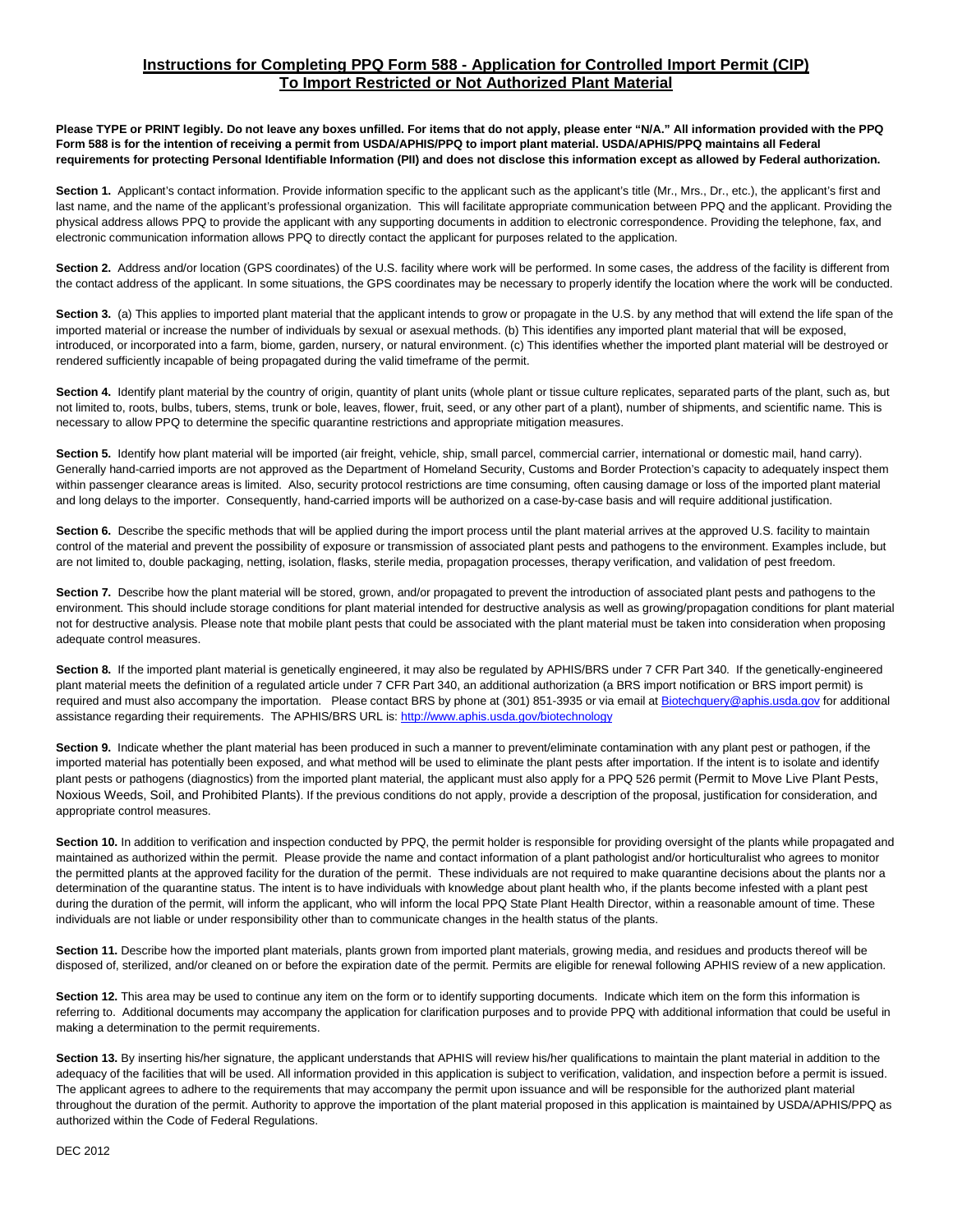# Instructions for Completing PPQ Form 588 - Application for Controlled Import Permit (CIP) To Import Restricted or Not Authorized Plant Material

**Please TYPE or PRINT legibly. Do not leave any boxes unfilled. For items that do not apply, please enter "N/A." All information provided with the PPQ Form 588 is for the intention of receiving a permit from USDA/APHIS/PPQ to import plant material. USDA/APHIS/PPQ maintains all Federal requirements for protecting Personal Identifiable Information (PII) and does not disclose this information except as allowed by Federal authorization.**

**Section 1.** Applicant's contact information. Provide information specific to the applicant such as the applicant's title (Mr., Mrs., Dr., etc.), the applicant's first and last name, and the name of the applicant's professional organization. This will facilitate appropriate communication between PPQ and the applicant. Providing the physical address allows PPQ to provide the applicant with any supporting documents in addition to electronic correspondence. Providing the telephone, fax, and electronic communication information allows PPQ to directly contact the applicant for purposes related to the application.

**Section 2.** Address and/or location (GPS coordinates) of the U.S. facility where work will be performed. In some cases, the address of the facility is different from the contact address of the applicant. In some situations, the GPS coordinates may be necessary to properly identify the location where the work will be conducted.

**Section 3.** (a) This applies to imported plant material that the applicant intends to grow or propagate in the U.S. by any method that will extend the life span of the imported material or increase the number of individuals by sexual or asexual methods. (b) This identifies any imported plant material that will be exposed, introduced, or incorporated into a farm, biome, garden, nursery, or natural environment. (c) This identifies whether the imported plant material will be destroyed or rendered sufficiently incapable of being propagated during the valid timeframe of the permit.

**Section 4.** Identify plant material by the country of origin, quantity of plant units (whole plant or tissue culture replicates, separated parts of the plant, such as, but not limited to, roots, bulbs, tubers, stems, trunk or bole, leaves, flower, fruit, seed, or any other part of a plant), number of shipments, and scientific name. This is necessary to allow PPQ to determine the specific quarantine restrictions and appropriate mitigation measures.

**Section 5.** Identify how plant material will be imported (air freight, vehicle, ship, small parcel, commercial carrier, international or domestic mail, hand carry). Generally hand-carried imports are not approved as the Department of Homeland Security, Customs and Border Protection's capacity to adequately inspect them within passenger clearance areas is limited. Also, security protocol restrictions are time consuming, often causing damage or loss of the imported plant material and long delays to the importer. Consequently, hand-carried imports will be authorized on a case-by-case basis and will require additional justification.

**Section 6.** Describe the specific methods that will be applied during the import process until the plant material arrives at the approved U.S. facility to maintain control of the material and prevent the possibility of exposure or transmission of associated plant pests and pathogens to the environment. Examples include, but are not limited to, double packaging, netting, isolation, flasks, sterile media, propagation processes, therapy verification, and validation of pest freedom.

**Section 7.** Describe how the plant material will be stored, grown, and/or propagated to prevent the introduction of associated plant pests and pathogens to the environment. This should include storage conditions for plant material intended for destructive analysis as well as growing/propagation conditions for plant material not for destructive analysis. Please note that mobile plant pests that could be associated with the plant material must be taken into consideration when proposing adequate control measures.

**Section 8.** If the imported plant material is genetically engineered, it may also be regulated by APHIS/BRS under 7 CFR Part 340. If the genetically-engineered plant material meets the definition of a regulated article under 7 CFR Part 340, an additional authorization (a BRS import notification or BRS import permit) is required and must also accompany the importation. Please contact BRS by phone at (301) 851-3935 or via email at Biotechquery@aphis.usda.gov for additional assistance regarding their requirements. The APHIS/BRS URL is: http://www.aphis.usda.gov/biotechnology

**Section 9.** Indicate whether the plant material has been produced in such a manner to prevent/eliminate contamination with any plant pest or pathogen, if the imported material has potentially been exposed, and what method will be used to eliminate the plant pests after importation. If the intent is to isolate and identify plant pests or pathogens (diagnostics) from the imported plant material, the applicant must also apply for a PPQ 526 permit (Permit to Move Live Plant Pests, Noxious Weeds, Soil, and Prohibited Plants). If the previous conditions do not apply, provide a description of the proposal, justification for consideration, and appropriate control measures.

**Section 10.** In addition to verification and inspection conducted by PPQ, the permit holder is responsible for providing oversight of the plants while propagated and maintained as authorized within the permit. Please provide the name and contact information of a plant pathologist and/or horticulturalist who agrees to monitor the permitted plants at the approved facility for the duration of the permit. These individuals are not required to make quarantine decisions about the plants nor a determination of the quarantine status. The intent is to have individuals with knowledge about plant health who, if the plants become infested with a plant pest during the duration of the permit, will inform the applicant, who will inform the local PPQ State Plant Health Director, within a reasonable amount of time. These individuals are not liable or under responsibility other than to communicate changes in the health status of the plants.

**Section 11.** Describe how the imported plant materials, plants grown from imported plant materials, growing media, and residues and products thereof will be disposed of, sterilized, and/or cleaned on or before the expiration date of the permit. Permits are eligible for renewal following APHIS review of a new application.

**Section 12.** This area may be used to continue any item on the form or to identify supporting documents. Indicate which item on the form this information is referring to. Additional documents may accompany the application for clarification purposes and to provide PPQ with additional information that could be useful in making a determination to the permit requirements.

**Section 13.** By inserting his/her signature, the applicant understands that APHIS will review his/her qualifications to maintain the plant material in addition to the adequacy of the facilities that will be used. All information provided in this application is subject to verification, validation, and inspection before a permit is issued. The applicant agrees to adhere to the requirements that may accompany the permit upon issuance and will be responsible for the authorized plant material throughout the duration of the permit. Authority to approve the importation of the plant material proposed in this application is maintained by USDA/APHIS/PPQ as authorized within the Code of Federal Regulations.

DEC 2012